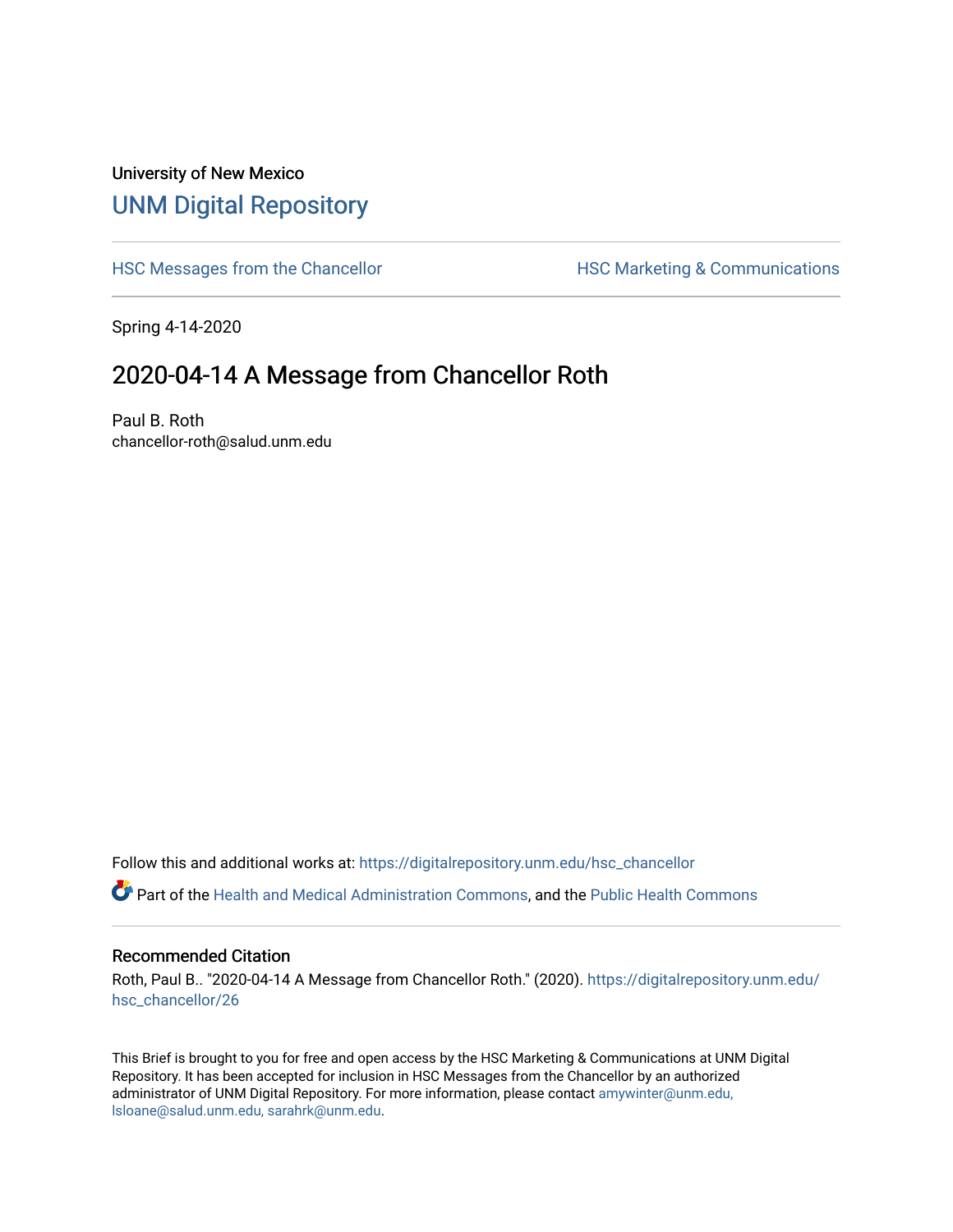University of New Mexico

## UNM Digital Repository

HSC Messages from the Chancellor | HSC Marketing & Communications

Spring 4-14-2020

# 2020-04-14 A Message from Chancellor Roth

Paul B. Roth
chancellor-roth@salud.unm.edu

Follow this and additional works at: https://digitalrepository.unm.edu/hsc_chancellor

Part of the Health and Medical Administration Commons, and the Public Health Commons

### Recommended Citation

Roth, Paul B.. "2020-04-14 A Message from Chancellor Roth." (2020). https://digitalrepository.unm.edu/hsc_chancellor/26

This Brief is brought to you for free and open access by the HSC Marketing & Communications at UNM Digital Repository. It has been accepted for inclusion in HSC Messages from the Chancellor by an authorized administrator of UNM Digital Repository. For more information, please contact amywinter@unm.edu, lsloane@salud.unm.edu, sarahrk@unm.edu.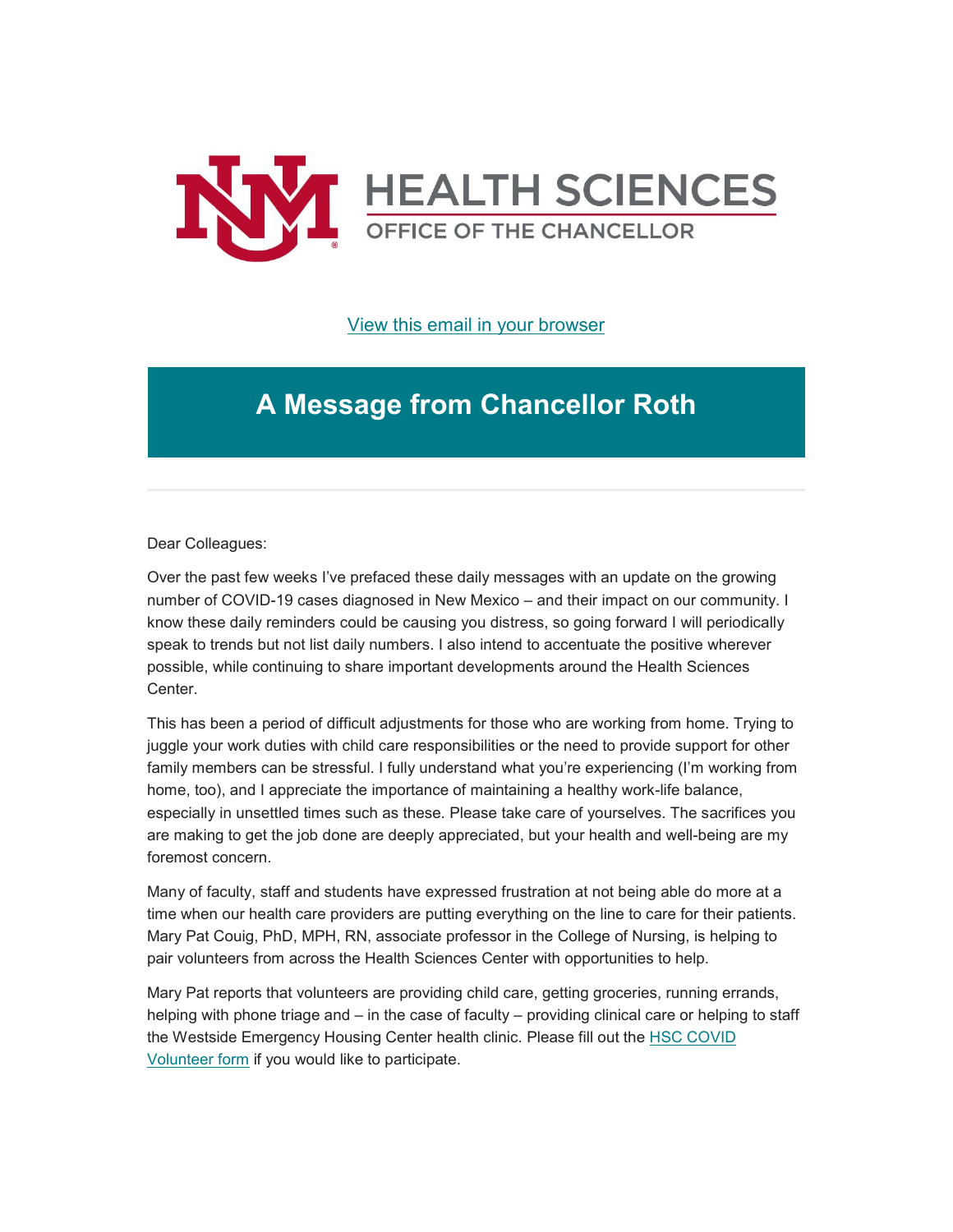HEALTH SCIENCES
OFFICE OF THE CHANCELLOR

[View this email in your browser]

# A Message from Chancellor Roth

Dear Colleagues:

Over the past few weeks I've prefaced these daily messages with an update on the growing number of COVID-19 cases diagnosed in New Mexico – and their impact on our community. I know these daily reminders could be causing you distress, so going forward I will periodically speak to trends but not list daily numbers. I also intend to accentuate the positive wherever possible, while continuing to share important developments around the Health Sciences Center.

This has been a period of difficult adjustments for those who are working from home. Trying to juggle your work duties with child care responsibilities or the need to provide support for other family members can be stressful. I fully understand what you're experiencing (I'm working from home, too), and I appreciate the importance of maintaining a healthy work-life balance, especially in unsettled times such as these. Please take care of yourselves. The sacrifices you are making to get the job done are deeply appreciated, but your health and well-being are my foremost concern.

Many of faculty, staff and students have expressed frustration at not being able do more at a time when our health care providers are putting everything on the line to care for their patients. Mary Pat Couig, PhD, MPH, RN, associate professor in the College of Nursing, is helping to pair volunteers from across the Health Sciences Center with opportunities to help.

Mary Pat reports that volunteers are providing child care, getting groceries, running errands, helping with phone triage and – in the case of faculty – providing clinical care or helping to staff the Westside Emergency Housing Center health clinic. Please fill out the HSC COVID Volunteer form if you would like to participate.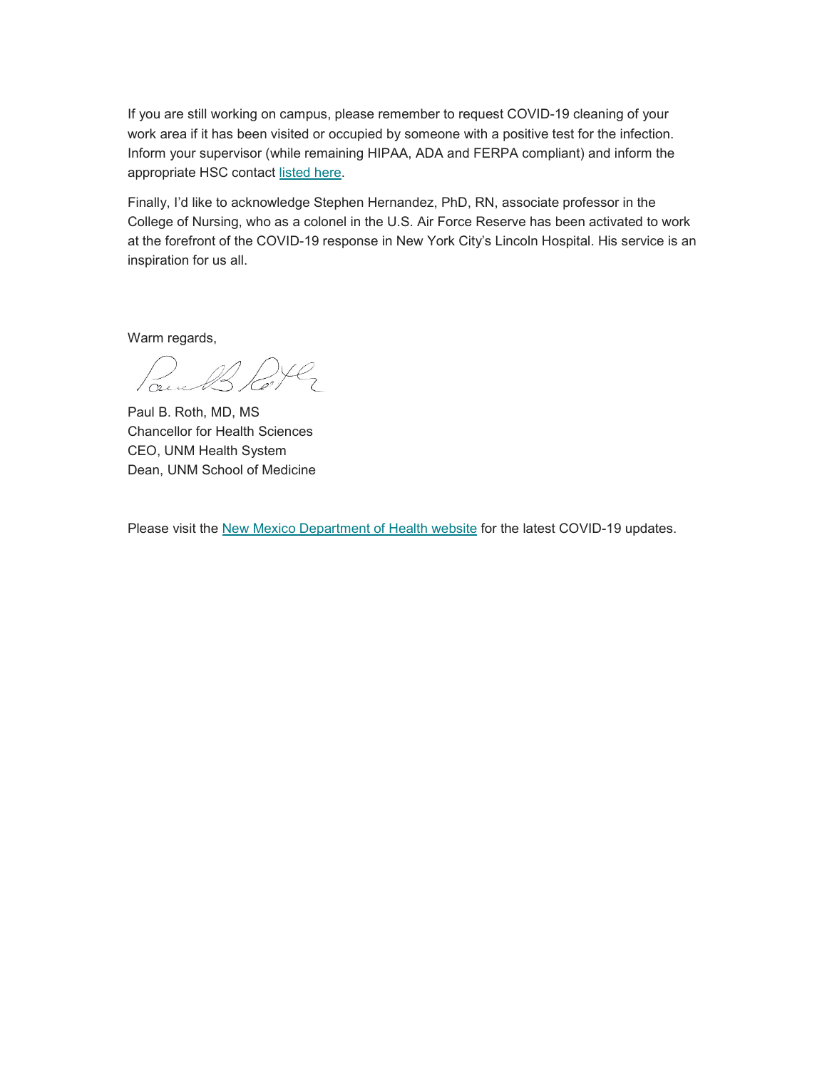If you are still working on campus, please remember to request COVID-19 cleaning of your work area if it has been visited or occupied by someone with a positive test for the infection. Inform your supervisor (while remaining HIPAA, ADA and FERPA compliant) and inform the appropriate HSC contact listed here.

Finally, I'd like to acknowledge Stephen Hernandez, PhD, RN, associate professor in the College of Nursing, who as a colonel in the U.S. Air Force Reserve has been activated to work at the forefront of the COVID-19 response in New York City's Lincoln Hospital. His service is an inspiration for us all.

Warm regards,

Paul B. Roth, MD, MS
Chancellor for Health Sciences
CEO, UNM Health System
Dean, UNM School of Medicine

Please visit the New Mexico Department of Health website for the latest COVID-19 updates.